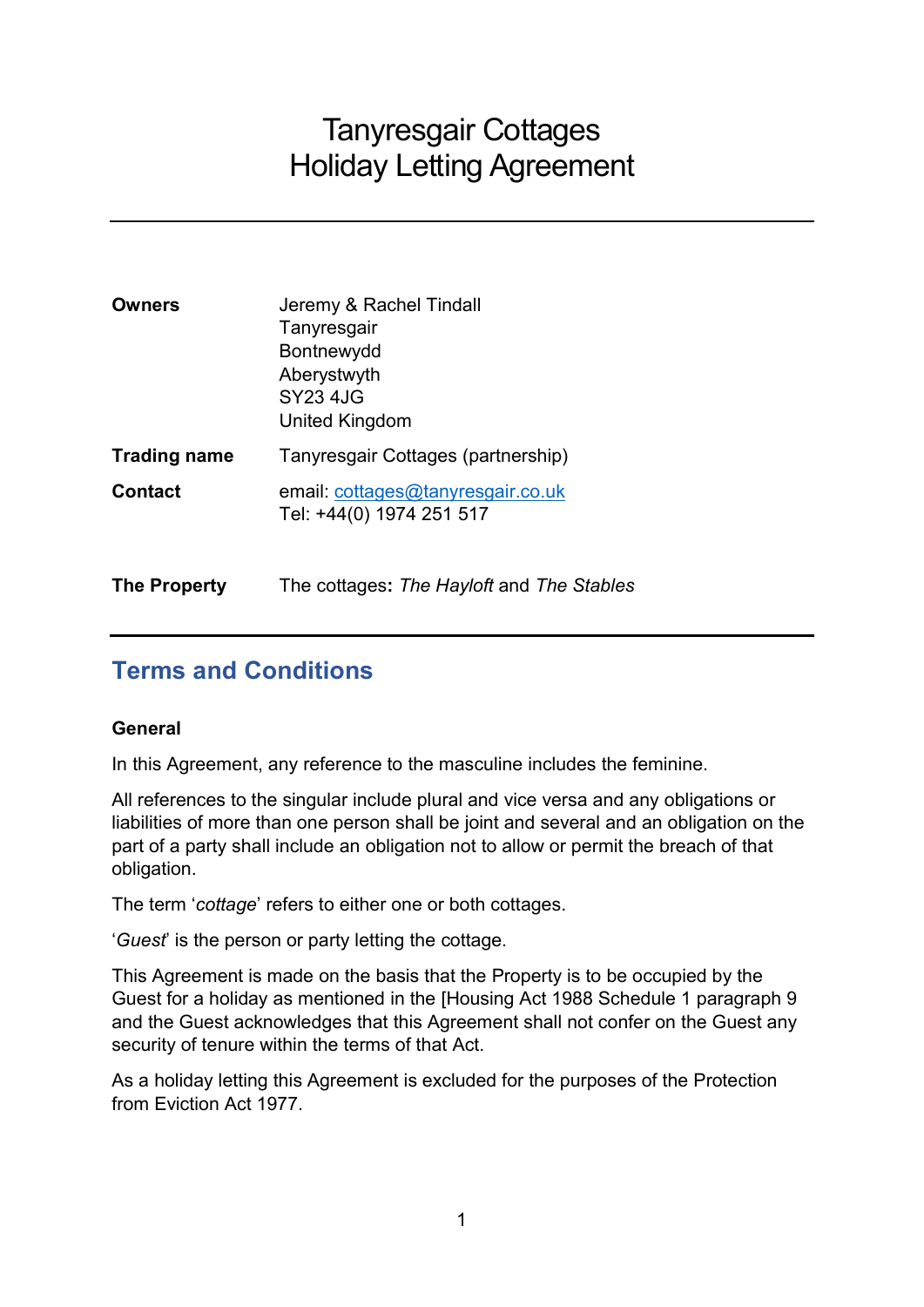# Tanyresgair Cottages
# Holiday Letting Agreement

---

| | |
|---|---|
| **Owners** | Jeremy & Rachel Tindall<br>Tanyresgair<br>Bontnewydd<br>Aberystwyth<br>SY23 4JG<br>United Kingdom |
| **Trading name** | Tanyresgair Cottages (partnership) |
| **Contact** | email: cottages@tanyresgair.co.uk<br>Tel: +44(0) 1974 251 517 |
| **The Property** | The cottages: *The Hayloft* and *The Stables* |

---

## Terms and Conditions

### General

In this Agreement, any reference to the masculine includes the feminine.

All references to the singular include plural and vice versa and any obligations or liabilities of more than one person shall be joint and several and an obligation on the part of a party shall include an obligation not to allow or permit the breach of that obligation.

The term '*cottage*' refers to either one or both cottages.

'*Guest*' is the person or party letting the cottage.

This Agreement is made on the basis that the Property is to be occupied by the Guest for a holiday as mentioned in the [Housing Act 1988 Schedule 1 paragraph 9 and the Guest acknowledges that this Agreement shall not confer on the Guest any security of tenure within the terms of that Act.

As a holiday letting this Agreement is excluded for the purposes of the Protection from Eviction Act 1977.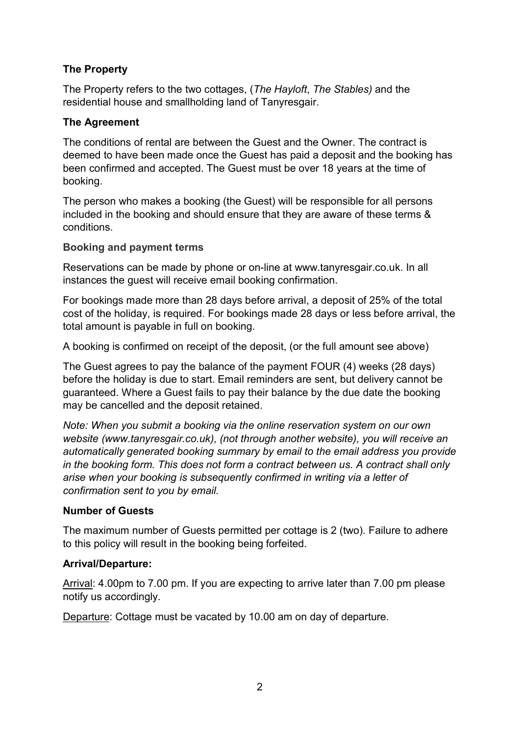**The Property**

The Property refers to the two cottages, (*The Hayloft*, *The Stables)* and the residential house and smallholding land of Tanyresgair.

**The Agreement**

The conditions of rental are between the Guest and the Owner. The contract is deemed to have been made once the Guest has paid a deposit and the booking has been confirmed and accepted. The Guest must be over 18 years at the time of booking.

The person who makes a booking (the Guest) will be responsible for all persons included in the booking and should ensure that they are aware of these terms & conditions.

**Booking and payment terms**

Reservations can be made by phone or on-line at www.tanyresgair.co.uk. In all instances the guest will receive email booking confirmation.

For bookings made more than 28 days before arrival, a deposit of 25% of the total cost of the holiday, is required. For bookings made 28 days or less before arrival, the total amount is payable in full on booking.

A booking is confirmed on receipt of the deposit, (or the full amount see above)

The Guest agrees to pay the balance of the payment FOUR (4) weeks (28 days) before the holiday is due to start. Email reminders are sent, but delivery cannot be guaranteed. Where a Guest fails to pay their balance by the due date the booking may be cancelled and the deposit retained.

*Note: When you submit a booking via the online reservation system on our own website (www.tanyresgair.co.uk), (not through another website), you will receive an automatically generated booking summary by email to the email address you provide in the booking form. This does not form a contract between us. A contract shall only arise when your booking is subsequently confirmed in writing via a letter of confirmation sent to you by email.*

**Number of Guests**

The maximum number of Guests permitted per cottage is 2 (two). Failure to adhere to this policy will result in the booking being forfeited.

**Arrival/Departure:**

Arrival: 4.00pm to 7.00 pm. If you are expecting to arrive later than 7.00 pm please notify us accordingly.

Departure: Cottage must be vacated by 10.00 am on day of departure.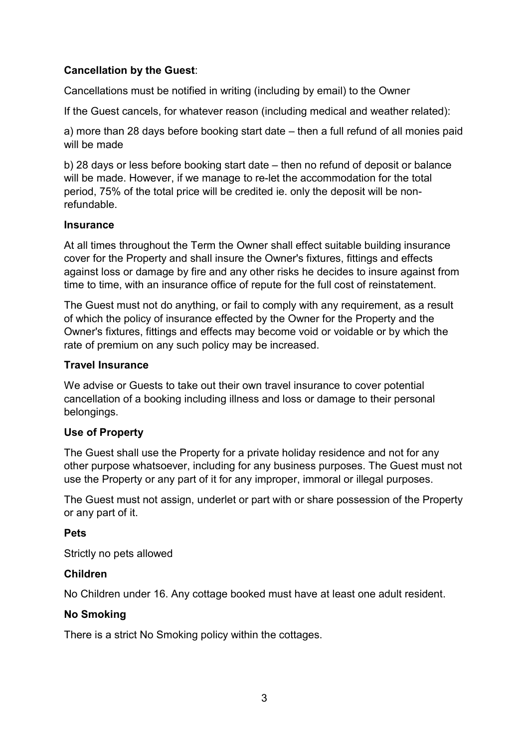**Cancellation by the Guest**:

Cancellations must be notified in writing (including by email) to the Owner

If the Guest cancels, for whatever reason (including medical and weather related):

a) more than 28 days before booking start date – then a full refund of all monies paid will be made

b) 28 days or less before booking start date – then no refund of deposit or balance will be made. However, if we manage to re-let the accommodation for the total period, 75% of the total price will be credited ie. only the deposit will be non-refundable.

**Insurance**

At all times throughout the Term the Owner shall effect suitable building insurance cover for the Property and shall insure the Owner's fixtures, fittings and effects against loss or damage by fire and any other risks he decides to insure against from time to time, with an insurance office of repute for the full cost of reinstatement.

The Guest must not do anything, or fail to comply with any requirement, as a result of which the policy of insurance effected by the Owner for the Property and the Owner's fixtures, fittings and effects may become void or voidable or by which the rate of premium on any such policy may be increased.

**Travel Insurance**

We advise or Guests to take out their own travel insurance to cover potential cancellation of a booking including illness and loss or damage to their personal belongings.

**Use of Property**

The Guest shall use the Property for a private holiday residence and not for any other purpose whatsoever, including for any business purposes. The Guest must not use the Property or any part of it for any improper, immoral or illegal purposes.

The Guest must not assign, underlet or part with or share possession of the Property or any part of it.

**Pets**

Strictly no pets allowed

**Children**

No Children under 16. Any cottage booked must have at least one adult resident.

**No Smoking**

There is a strict No Smoking policy within the cottages.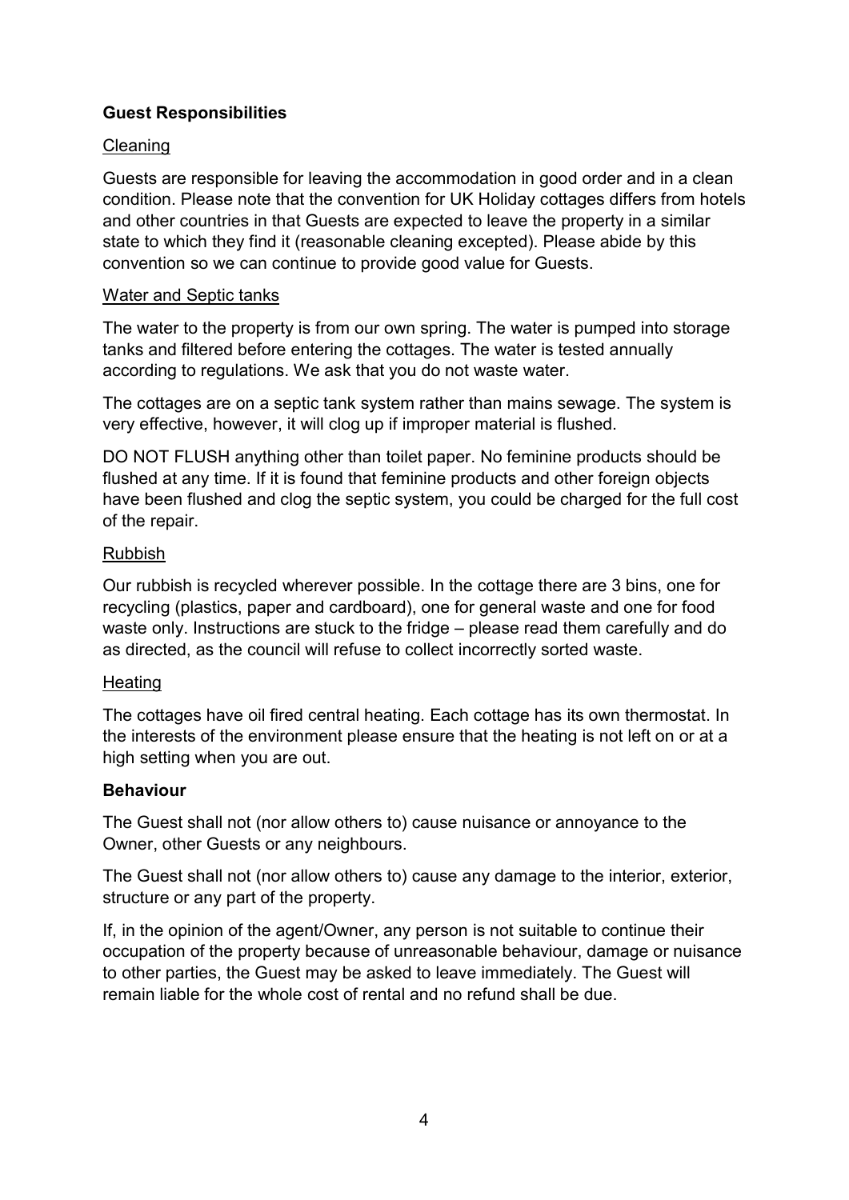## Guest Responsibilities

### Cleaning

Guests are responsible for leaving the accommodation in good order and in a clean condition. Please note that the convention for UK Holiday cottages differs from hotels and other countries in that Guests are expected to leave the property in a similar state to which they find it (reasonable cleaning excepted). Please abide by this convention so we can continue to provide good value for Guests.

### Water and Septic tanks

The water to the property is from our own spring. The water is pumped into storage tanks and filtered before entering the cottages. The water is tested annually according to regulations. We ask that you do not waste water.

The cottages are on a septic tank system rather than mains sewage. The system is very effective, however, it will clog up if improper material is flushed.

DO NOT FLUSH anything other than toilet paper. No feminine products should be flushed at any time. If it is found that feminine products and other foreign objects have been flushed and clog the septic system, you could be charged for the full cost of the repair.

### Rubbish

Our rubbish is recycled wherever possible. In the cottage there are 3 bins, one for recycling (plastics, paper and cardboard), one for general waste and one for food waste only. Instructions are stuck to the fridge – please read them carefully and do as directed, as the council will refuse to collect incorrectly sorted waste.

### Heating

The cottages have oil fired central heating. Each cottage has its own thermostat. In the interests of the environment please ensure that the heating is not left on or at a high setting when you are out.

## Behaviour

The Guest shall not (nor allow others to) cause nuisance or annoyance to the Owner, other Guests or any neighbours.

The Guest shall not (nor allow others to) cause any damage to the interior, exterior, structure or any part of the property.

If, in the opinion of the agent/Owner, any person is not suitable to continue their occupation of the property because of unreasonable behaviour, damage or nuisance to other parties, the Guest may be asked to leave immediately. The Guest will remain liable for the whole cost of rental and no refund shall be due.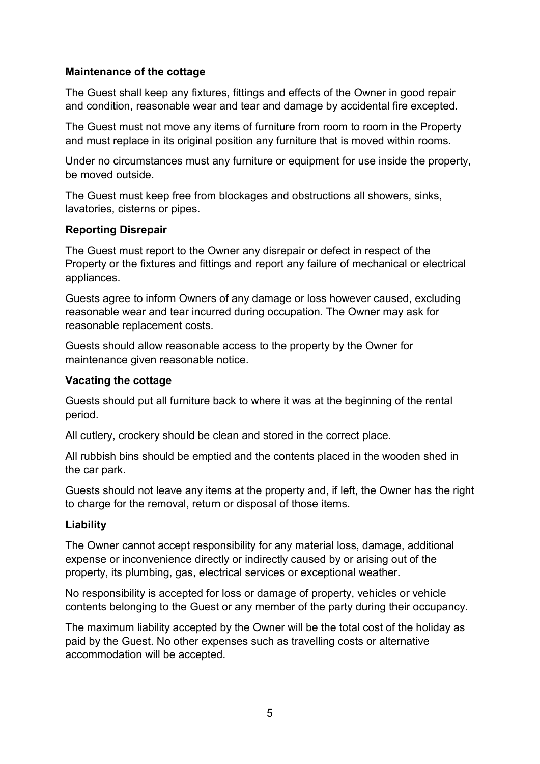**Maintenance of the cottage**

The Guest shall keep any fixtures, fittings and effects of the Owner in good repair and condition, reasonable wear and tear and damage by accidental fire excepted.

The Guest must not move any items of furniture from room to room in the Property and must replace in its original position any furniture that is moved within rooms.

Under no circumstances must any furniture or equipment for use inside the property, be moved outside.

The Guest must keep free from blockages and obstructions all showers, sinks, lavatories, cisterns or pipes.

**Reporting Disrepair**

The Guest must report to the Owner any disrepair or defect in respect of the Property or the fixtures and fittings and report any failure of mechanical or electrical appliances.

Guests agree to inform Owners of any damage or loss however caused, excluding reasonable wear and tear incurred during occupation. The Owner may ask for reasonable replacement costs.

Guests should allow reasonable access to the property by the Owner for maintenance given reasonable notice.

**Vacating the cottage**

Guests should put all furniture back to where it was at the beginning of the rental period.

All cutlery, crockery should be clean and stored in the correct place.

All rubbish bins should be emptied and the contents placed in the wooden shed in the car park.

Guests should not leave any items at the property and, if left, the Owner has the right to charge for the removal, return or disposal of those items.

**Liability**

The Owner cannot accept responsibility for any material loss, damage, additional expense or inconvenience directly or indirectly caused by or arising out of the property, its plumbing, gas, electrical services or exceptional weather.

No responsibility is accepted for loss or damage of property, vehicles or vehicle contents belonging to the Guest or any member of the party during their occupancy.

The maximum liability accepted by the Owner will be the total cost of the holiday as paid by the Guest. No other expenses such as travelling costs or alternative accommodation will be accepted.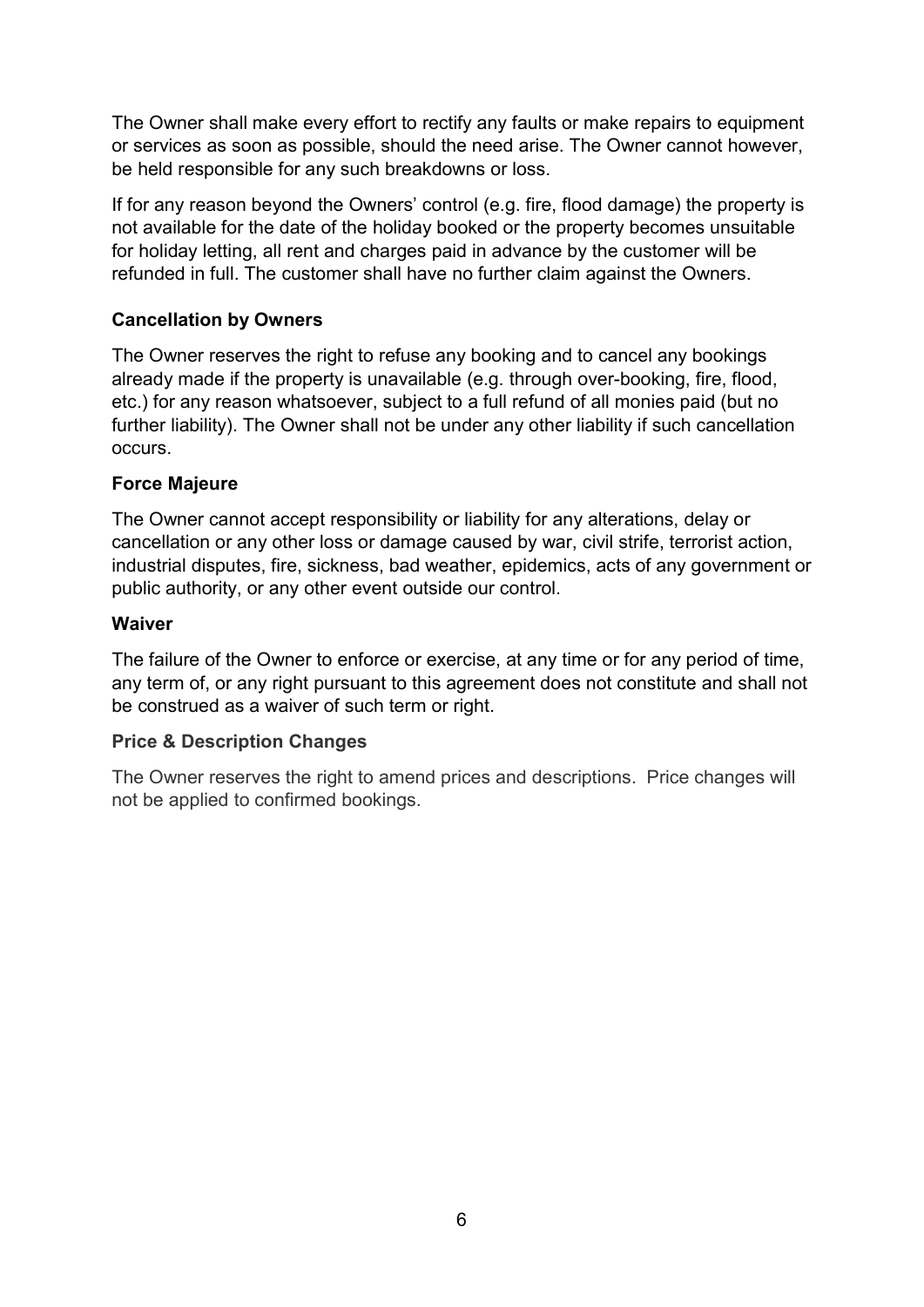The Owner shall make every effort to rectify any faults or make repairs to equipment or services as soon as possible, should the need arise. The Owner cannot however, be held responsible for any such breakdowns or loss.

If for any reason beyond the Owners' control (e.g. fire, flood damage) the property is not available for the date of the holiday booked or the property becomes unsuitable for holiday letting, all rent and charges paid in advance by the customer will be refunded in full. The customer shall have no further claim against the Owners.

**Cancellation by Owners**

The Owner reserves the right to refuse any booking and to cancel any bookings already made if the property is unavailable (e.g. through over-booking, fire, flood, etc.) for any reason whatsoever, subject to a full refund of all monies paid (but no further liability). The Owner shall not be under any other liability if such cancellation occurs.

**Force Majeure**

The Owner cannot accept responsibility or liability for any alterations, delay or cancellation or any other loss or damage caused by war, civil strife, terrorist action, industrial disputes, fire, sickness, bad weather, epidemics, acts of any government or public authority, or any other event outside our control.

**Waiver**

The failure of the Owner to enforce or exercise, at any time or for any period of time, any term of, or any right pursuant to this agreement does not constitute and shall not be construed as a waiver of such term or right.

**Price & Description Changes**

The Owner reserves the right to amend prices and descriptions. Price changes will not be applied to confirmed bookings.